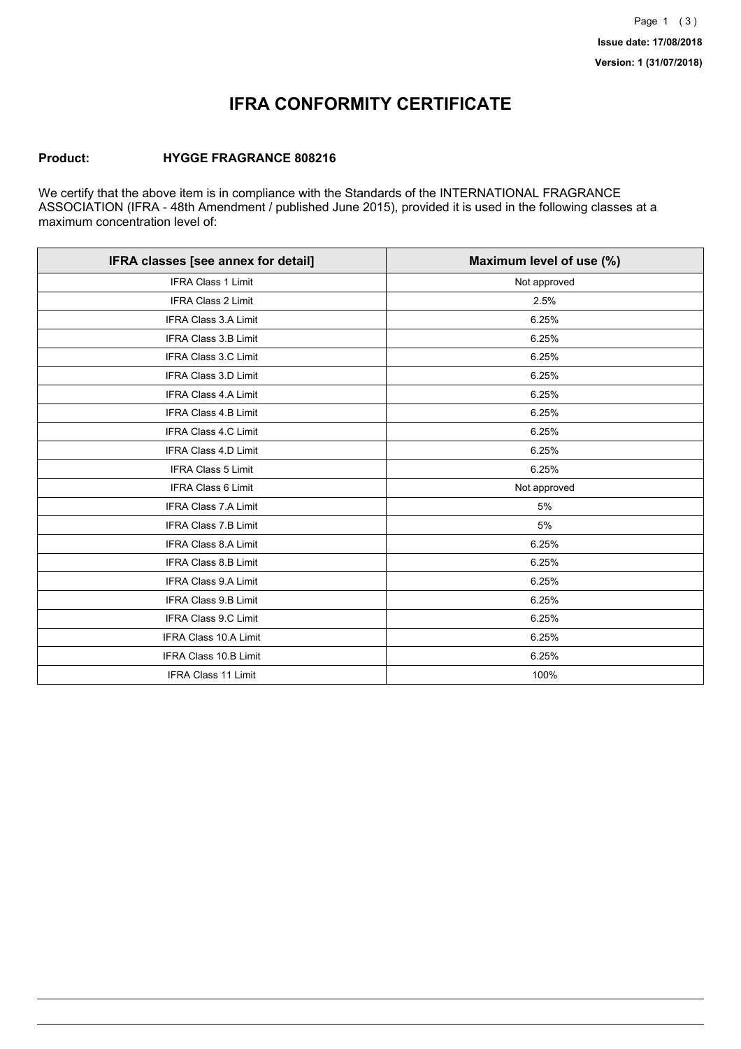Issue date: 17/08/2018

Version: 1 (31/07/2018)

# IFRA CONFORMITY CERTIFICATE

**Product:** **HYGGE FRAGRANCE 808216**

We certify that the above item is in compliance with the Standards of the INTERNATIONAL FRAGRANCE ASSOCIATION (IFRA - 48th Amendment / published June 2015), provided it is used in the following classes at a maximum concentration level of:

| IFRA classes [see annex for detail] | Maximum level of use (%) |
| --- | --- |
| IFRA Class 1 Limit | Not approved |
| IFRA Class 2 Limit | 2.5% |
| IFRA Class 3.A Limit | 6.25% |
| IFRA Class 3.B Limit | 6.25% |
| IFRA Class 3.C Limit | 6.25% |
| IFRA Class 3.D Limit | 6.25% |
| IFRA Class 4.A Limit | 6.25% |
| IFRA Class 4.B Limit | 6.25% |
| IFRA Class 4.C Limit | 6.25% |
| IFRA Class 4.D Limit | 6.25% |
| IFRA Class 5 Limit | 6.25% |
| IFRA Class 6 Limit | Not approved |
| IFRA Class 7.A Limit | 5% |
| IFRA Class 7.B Limit | 5% |
| IFRA Class 8.A Limit | 6.25% |
| IFRA Class 8.B Limit | 6.25% |
| IFRA Class 9.A Limit | 6.25% |
| IFRA Class 9.B Limit | 6.25% |
| IFRA Class 9.C Limit | 6.25% |
| IFRA Class 10.A Limit | 6.25% |
| IFRA Class 10.B Limit | 6.25% |
| IFRA Class 11 Limit | 100% |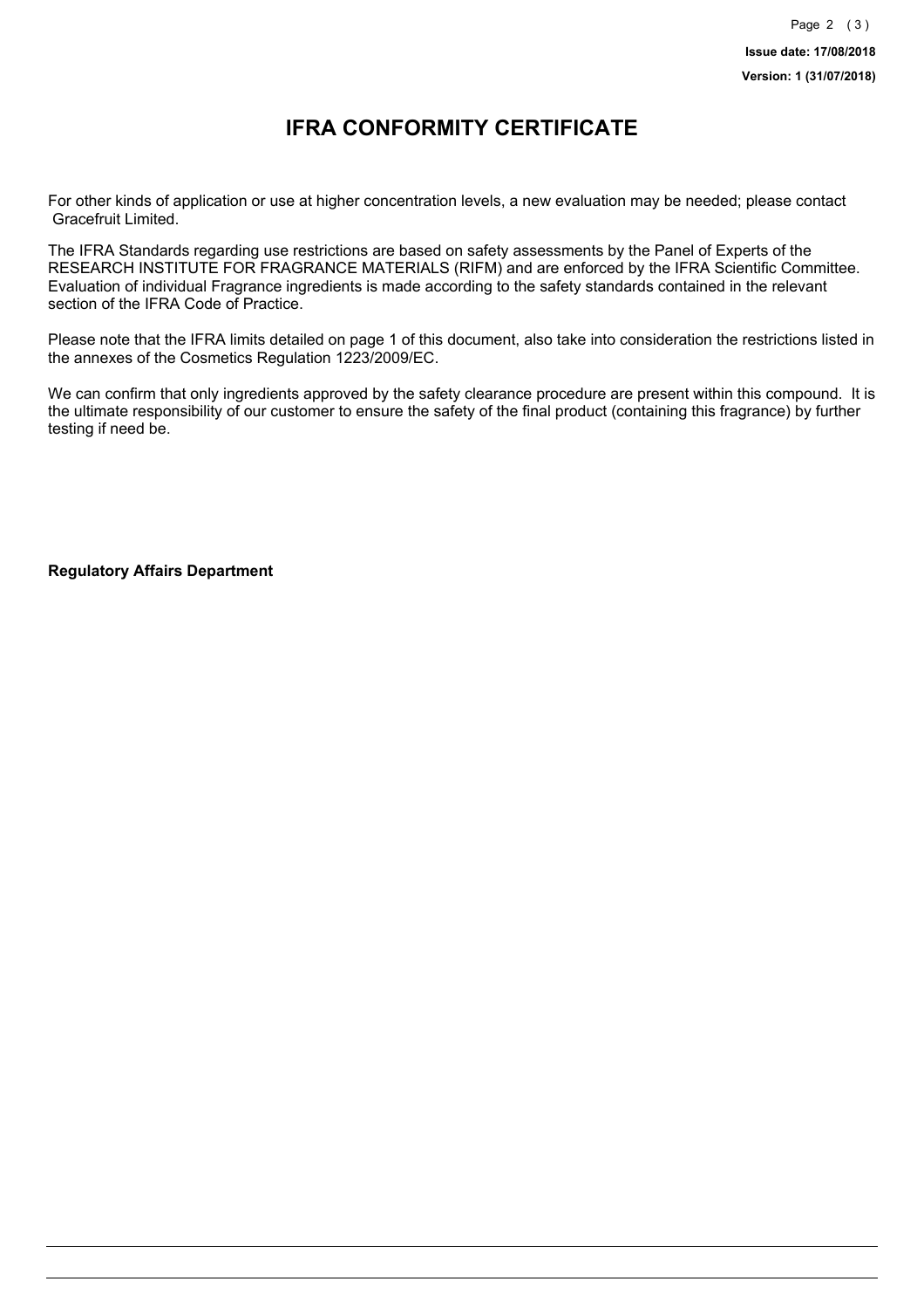# IFRA CONFORMITY CERTIFICATE

For other kinds of application or use at higher concentration levels, a new evaluation may be needed; please contact Gracefruit Limited.

The IFRA Standards regarding use restrictions are based on safety assessments by the Panel of Experts of the RESEARCH INSTITUTE FOR FRAGRANCE MATERIALS (RIFM) and are enforced by the IFRA Scientific Committee. Evaluation of individual Fragrance ingredients is made according to the safety standards contained in the relevant section of the IFRA Code of Practice.

Please note that the IFRA limits detailed on page 1 of this document, also take into consideration the restrictions listed in the annexes of the Cosmetics Regulation 1223/2009/EC.

We can confirm that only ingredients approved by the safety clearance procedure are present within this compound. It is the ultimate responsibility of our customer to ensure the safety of the final product (containing this fragrance) by further testing if need be.

**Regulatory Affairs Department**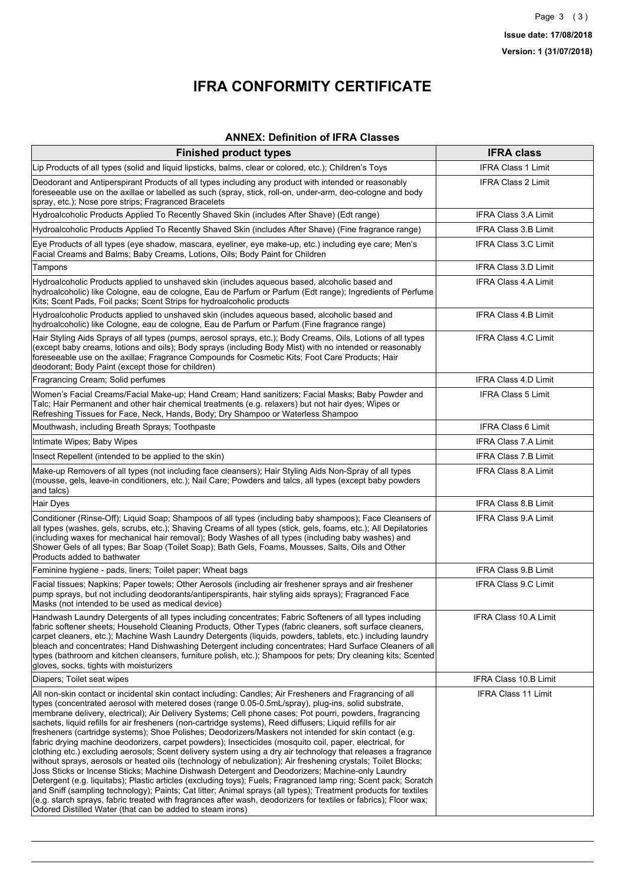**Issue date: 17/08/2018**

**Version: 1 (31/07/2018)**

# IFRA CONFORMITY CERTIFICATE

### ANNEX: Definition of IFRA Classes

| Finished product types | IFRA class |
|---|---|
| Lip Products of all types (solid and liquid lipsticks, balms, clear or colored, etc.); Children's Toys | IFRA Class 1 Limit |
| Deodorant and Antiperspirant Products of all types including any product with intended or reasonably foreseeable use on the axillae or labelled as such (spray, stick, roll-on, under-arm, deo-cologne and body spray, etc.); Nose pore strips; Fragranced Bracelets | IFRA Class 2 Limit |
| Hydroalcoholic Products Applied To Recently Shaved Skin (includes After Shave) (Edt range) | IFRA Class 3.A Limit |
| Hydroalcoholic Products Applied To Recently Shaved Skin (includes After Shave) (Fine fragrance range) | IFRA Class 3.B Limit |
| Eye Products of all types (eye shadow, mascara, eyeliner, eye make-up, etc.) including eye care; Men's Facial Creams and Balms; Baby Creams, Lotions, Oils; Body Paint for Children | IFRA Class 3.C Limit |
| Tampons | IFRA Class 3.D Limit |
| Hydroalcoholic Products applied to unshaved skin (includes aqueous based, alcoholic based and hydroalcoholic) like Cologne, eau de cologne, Eau de Parfum or Parfum (Edt range); Ingredients of Perfume Kits; Scent Pads, Foil packs; Scent Strips for hydroalcoholic products | IFRA Class 4.A Limit |
| Hydroalcoholic Products applied to unshaved skin (includes aqueous based, alcoholic based and hydroalcoholic) like Cologne, eau de cologne, Eau de Parfum or Parfum (Fine fragrance range) | IFRA Class 4.B Limit |
| Hair Styling Aids Sprays of all types (pumps, aerosol sprays, etc.); Body Creams, Oils, Lotions of all types (except baby creams, lotions and oils); Body sprays (including Body Mist) with no intended or reasonably foreseeable use on the axillae; Fragrance Compounds for Cosmetic Kits; Foot Care Products; Hair deodorant; Body Paint (except those for children) | IFRA Class 4.C Limit |
| Fragrancing Cream; Solid perfumes | IFRA Class 4.D Limit |
| Women's Facial Creams/Facial Make-up; Hand Cream; Hand sanitizers; Facial Masks; Baby Powder and Talc; Hair Permanent and other hair chemical treatments (e.g. relaxers) but not hair dyes; Wipes or Refreshing Tissues for Face, Neck, Hands, Body; Dry Shampoo or Waterless Shampoo | IFRA Class 5 Limit |
| Mouthwash, including Breath Sprays; Toothpaste | IFRA Class 6 Limit |
| Intimate Wipes; Baby Wipes | IFRA Class 7.A Limit |
| Insect Repellent (intended to be applied to the skin) | IFRA Class 7.B Limit |
| Make-up Removers of all types (not including face cleansers); Hair Styling Aids Non-Spray of all types (mousse, gels, leave-in conditioners, etc.); Nail Care; Powders and talcs, all types (except baby powders and talcs) | IFRA Class 8.A Limit |
| Hair Dyes | IFRA Class 8.B Limit |
| Conditioner (Rinse-Off); Liquid Soap; Shampoos of all types (including baby shampoos); Face Cleansers of all types (washes, gels, scrubs, etc.); Shaving Creams of all types (stick, gels, foams, etc.); All Depilatories (including waxes for mechanical hair removal); Body Washes of all types (including baby washes) and Shower Gels of all types; Bar Soap (Toilet Soap); Bath Gels, Foams, Mousses, Salts, Oils and Other Products added to bathwater | IFRA Class 9.A Limit |
| Feminine hygiene - pads, liners; Toilet paper; Wheat bags | IFRA Class 9.B Limit |
| Facial tissues; Napkins; Paper towels; Other Aerosols (including air freshener sprays and air freshener pump sprays, but not including deodorants/antiperspirants, hair styling aids sprays); Fragranced Face Masks (not intended to be used as medical device) | IFRA Class 9.C Limit |
| Handwash Laundry Detergents of all types including concentrates; Fabric Softeners of all types including fabric softener sheets; Household Cleaning Products, Other Types (fabric cleaners, soft surface cleaners, carpet cleaners, etc.); Machine Wash Laundry Detergents (liquids, powders, tablets, etc.) including laundry bleach and concentrates; Hand Dishwashing Detergent including concentrates; Hard Surface Cleaners of all types (bathroom and kitchen cleansers, furniture polish, etc.); Shampoos for pets; Dry cleaning kits; Scented gloves, socks, tights with moisturizers | IFRA Class 10.A Limit |
| Diapers; Toilet seat wipes | IFRA Class 10.B Limit |
| All non-skin contact or incidental skin contact including: Candles; Air Fresheners and Fragrancing of all types (concentrated aerosol with metered doses (range 0.05-0.5mL/spray), plug-ins, solid substrate, membrane delivery, electrical); Air Delivery Systems; Cell phone cases; Pot pourri, powders, fragrancing sachets, liquid refills for air fresheners (non-cartridge systems), Reed diffusers; Liquid refills for air fresheners (cartridge systems); Shoe Polishes; Deodorizers/Maskers not intended for skin contact (e.g. fabric drying machine deodorizers, carpet powders); Insecticides (mosquito coil, paper, electrical, for clothing etc.) excluding aerosols; Scent delivery system using a dry air technology that releases a fragrance without sprays, aerosols or heated oils (technology of nebulization); Air freshening crystals; Toilet Blocks; Joss Sticks or Incense Sticks; Machine Dishwash Detergent and Deodorizers; Machine-only Laundry Detergent (e.g. liquitabs); Plastic articles (excluding toys); Fuels; Fragranced lamp ring; Scent pack; Scratch and Sniff (sampling technology); Paints; Cat litter; Animal sprays (all types); Treatment products for textiles (e.g. starch sprays, fabric treated with fragrances after wash, deodorizers for textiles or fabrics); Floor wax; Odored Distilled Water (that can be added to steam irons) | IFRA Class 11 Limit |